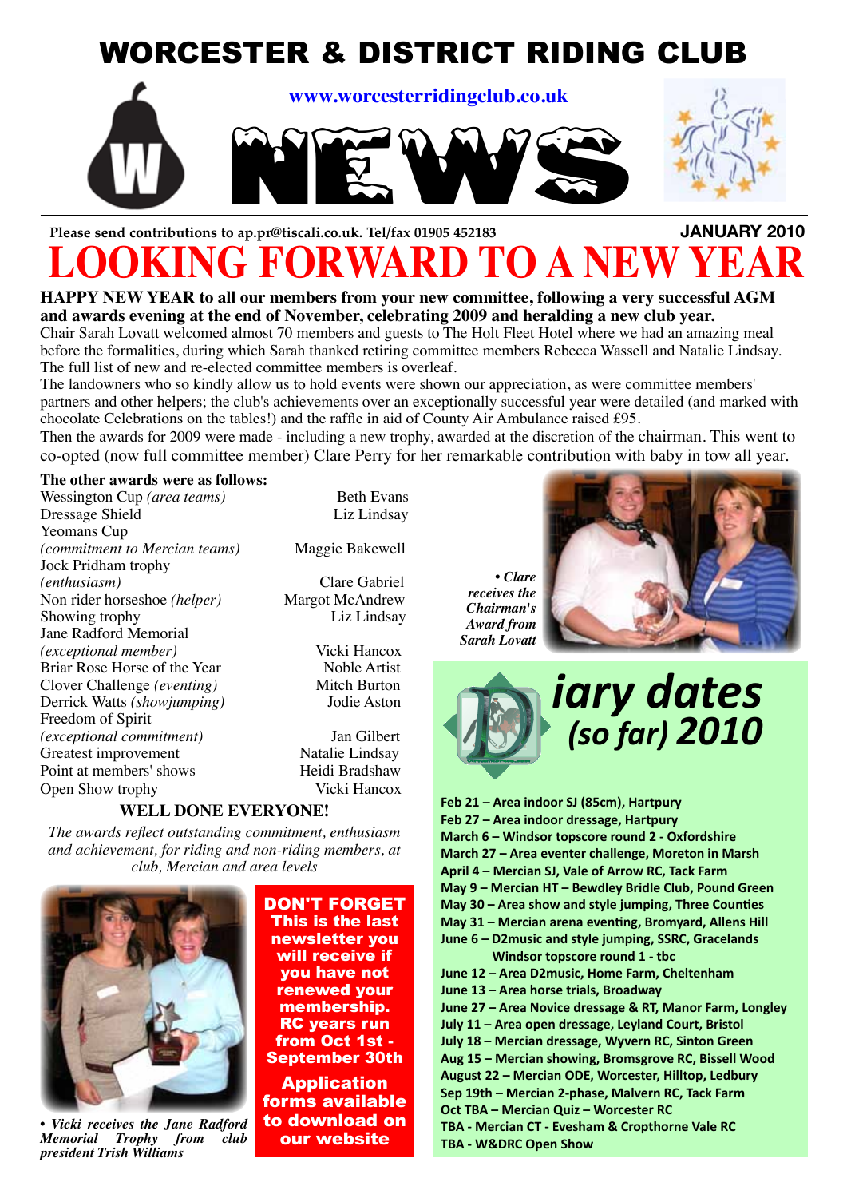# WORCESTER & DISTRICT RIDING CLUB

www.worcesterridingclub.co.uk

# NEWS

Please send contributions to ap.pr@tiscali.co.uk. Tel/fax 01905 452183

**JANUARY 2010**

# LOOKING FORWARD TO A NEW YEAR

**HAPPY NEW YEAR to all our members from your new committee, following a very successful AGM and awards evening at the end of November, celebrating 2009 and heralding a new club year.**

Chair Sarah Lovatt welcomed almost 70 members and guests to The Holt Fleet Hotel where we had an amazing meal before the formalities, during which Sarah thanked retiring committee members Rebecca Wassell and Natalie Lindsay. The full list of new and re-elected committee members is overleaf.

The landowners who so kindly allow us to hold events were shown our appreciation, as were committee members' partners and other helpers; the club's achievements over an exceptionally successful year were detailed (and marked with chocolate Celebrations on the tables!) and the raffle in aid of County Air Ambulance raised £95.

Then the awards for 2009 were made - including a new trophy, awarded at the discretion of the chairman. This went to co-opted (now full committee member) Clare Perry for her remarkable contribution with baby in tow all year.

**The other awards were as follows:**

| Award | Winner |
|---|---|
| Wessington Cup *(area teams)* | Beth Evans |
| Dressage Shield | Liz Lindsay |
| Yeomans Cup *(commitment to Mercian teams)* | Maggie Bakewell |
| Jock Pridham trophy *(enthusiasm)* | Clare Gabriel |
| Non rider horseshoe *(helper)* | Margot McAndrew |
| Showing trophy | Liz Lindsay |
| Jane Radford Memorial *(exceptional member)* | Vicki Hancox |
| Briar Rose Horse of the Year | Noble Artist |
| Clover Challenge *(eventing)* | Mitch Burton |
| Derrick Watts *(showjumping)* | Jodie Aston |
| Freedom of Spirit *(exceptional commitment)* | Jan Gilbert |
| Greatest improvement | Natalie Lindsay |
| Point at members' shows | Heidi Bradshaw |
| Open Show trophy | Vicki Hancox |

**WELL DONE EVERYONE!**

*The awards reflect outstanding commitment, enthusiasm and achievement, for riding and non-riding members, at club, Mercian and area levels*

***• Clare receives the Chairman's Award from Sarah Lovatt***

***• Vicki receives the Jane Radford Memorial Trophy from club president Trish Williams***

**DON'T FORGET**
**This is the last newsletter you will receive if you have not renewed your membership. RC years run from Oct 1st - September 30th**

**Application forms available to download on our website**

## Diary dates (so far) 2010

- **Feb 21 – Area indoor SJ (85cm), Hartpury**
- **Feb 27 – Area indoor dressage, Hartpury**
- **March 6 – Windsor topscore round 2 - Oxfordshire**
- **March 27 – Area eventer challenge, Moreton in Marsh**
- **April 4 – Mercian SJ, Vale of Arrow RC, Tack Farm**
- **May 9 – Mercian HT – Bewdley Bridle Club, Pound Green**
- **May 30 – Area show and style jumping, Three Counties**
- **May 31 – Mercian arena eventing, Bromyard, Allens Hill**
- **June 6 – D2music and style jumping, SSRC, Gracelands**
  **Windsor topscore round 1 - tbc**
- **June 12 – Area D2music, Home Farm, Cheltenham**
- **June 13 – Area horse trials, Broadway**
- **June 27 – Area Novice dressage & RT, Manor Farm, Longley**
- **July 11 – Area open dressage, Leyland Court, Bristol**
- **July 18 – Mercian dressage, Wyvern RC, Sinton Green**
- **Aug 15 – Mercian showing, Bromsgrove RC, Bissell Wood**
- **August 22 – Mercian ODE, Worcester, Hilltop, Ledbury**
- **Sep 19th – Mercian 2-phase, Malvern RC, Tack Farm**
- **Oct TBA – Mercian Quiz – Worcester RC**
- **TBA - Mercian CT - Evesham & Cropthorne Vale RC**
- **TBA - W&DRC Open Show**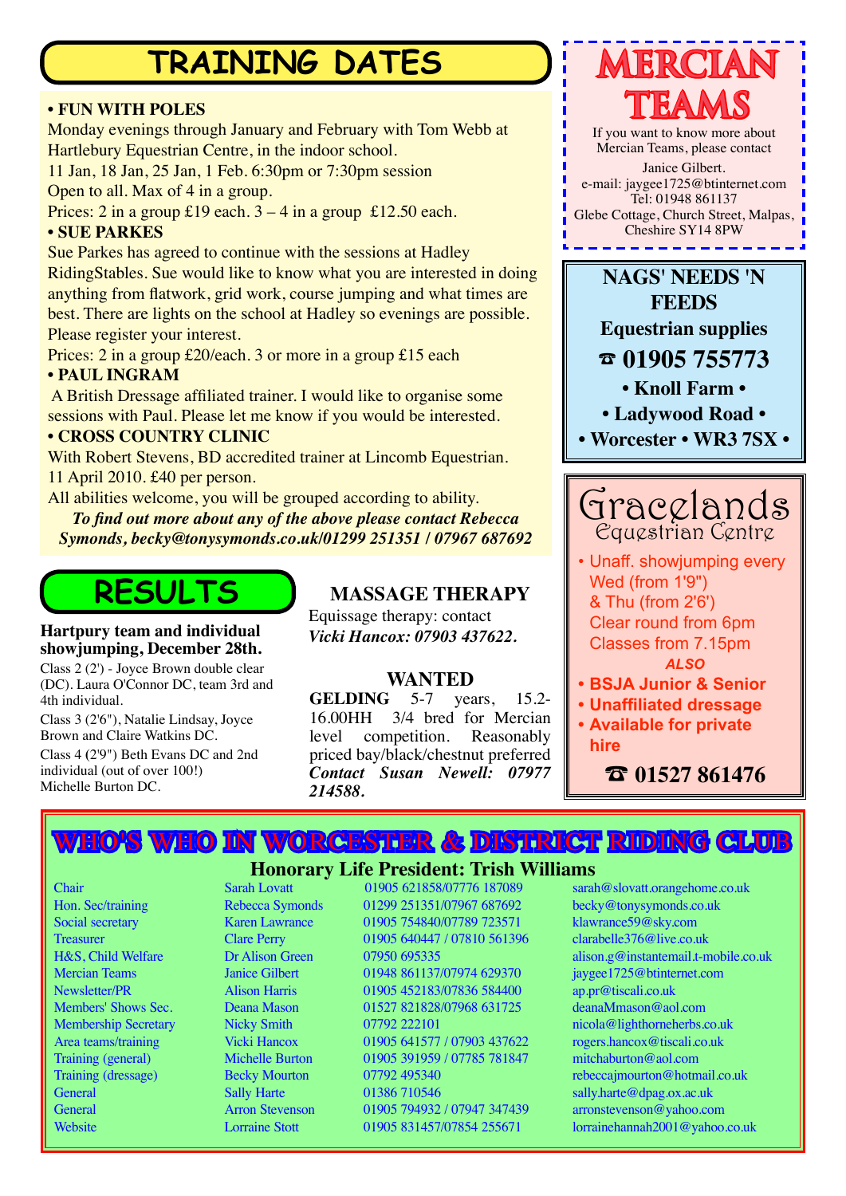# TRAINING DATES

**• FUN WITH POLES**

Monday evenings through January and February with Tom Webb at Hartlebury Equestrian Centre, in the indoor school.

11 Jan, 18 Jan, 25 Jan, 1 Feb. 6:30pm or 7:30pm session

Open to all. Max of 4 in a group.

Prices: 2 in a group £19 each. 3 – 4 in a group £12.50 each.

**• SUE PARKES**

Sue Parkes has agreed to continue with the sessions at Hadley RidingStables. Sue would like to know what you are interested in doing anything from flatwork, grid work, course jumping and what times are best. There are lights on the school at Hadley so evenings are possible. Please register your interest.

Prices: 2 in a group £20/each. 3 or more in a group £15 each

**• PAUL INGRAM**

A British Dressage affiliated trainer. I would like to organise some sessions with Paul. Please let me know if you would be interested.

**• CROSS COUNTRY CLINIC**

With Robert Stevens, BD accredited trainer at Lincomb Equestrian. 11 April 2010. £40 per person.

All abilities welcome, you will be grouped according to ability.

***To find out more about any of the above please contact Rebecca Symonds, becky@tonysymonds.co.uk/01299 251351 / 07967 687692***

# RESULTS

**Hartpury team and individual showjumping, December 28th.**

Class 2 (2') - Joyce Brown double clear (DC). Laura O'Connor DC, team 3rd and 4th individual.

Class 3 (2'6"), Natalie Lindsay, Joyce Brown and Claire Watkins DC.

Class 4 (2'9") Beth Evans DC and 2nd individual (out of over 100!) Michelle Burton DC.

## MASSAGE THERAPY

Equissage therapy: contact ***Vicki Hancox: 07903 437622.***

## WANTED

**GELDING** 5-7 years, 15.2-16.00HH 3/4 bred for Mercian level competition. Reasonably priced bay/black/chestnut preferred ***Contact Susan Newell: 07977 214588.***

# MERCIAN TEAMS

If you want to know more about Mercian Teams, please contact Janice Gilbert.
e-mail: jaygee1725@btinternet.com
Tel: 01948 861137
Glebe Cottage, Church Street, Malpas, Cheshire SY14 8PW

**NAGS' NEEDS 'N FEEDS**

**Equestrian supplies**

**☎ 01905 755773**

**• Knoll Farm •**

**• Ladywood Road •**

**• Worcester • WR3 7SX •**

# Gracelands
## Equestrian Centre

- Unaff. showjumping every Wed (from 1'9") & Thu (from 2'6') Clear round from 6pm Classes from 7.15pm

*ALSO*

- **BSJA Junior & Senior**
- **Unaffiliated dressage**
- **Available for private hire**

**☎ 01527 861476**

# WHO'S WHO IN WORCESTER & DISTRICT RIDING CLUB

**Honorary Life President: Trish Williams**

| | | | |
|---|---|---|---|
| Chair | Sarah Lovatt | 01905 621858/07776 187089 | sarah@slovatt.orangehome.co.uk |
| Hon. Sec/training | Rebecca Symonds | 01299 251351/07967 687692 | becky@tonysymonds.co.uk |
| Social secretary | Karen Lawrance | 01905 754840/07789 723571 | klawrance59@sky.com |
| Treasurer | Clare Perry | 01905 640447 / 07810 561396 | clarabelle376@live.co.uk |
| H&S, Child Welfare | Dr Alison Green | 07950 695335 | alison.g@instantemail.t-mobile.co.uk |
| Mercian Teams | Janice Gilbert | 01948 861137/07974 629370 | jaygee1725@btinternet.com |
| Newsletter/PR | Alison Harris | 01905 452183/07836 584400 | ap.pr@tiscali.co.uk |
| Members' Shows Sec. | Deana Mason | 01527 821828/07968 631725 | deanaMmason@aol.com |
| Membership Secretary | Nicky Smith | 07792 222101 | nicola@lighthorneherbs.co.uk |
| Area teams/training | Vicki Hancox | 01905 641577 / 07903 437622 | rogers.hancox@tiscali.co.uk |
| Training (general) | Michelle Burton | 01905 391959 / 07785 781847 | mitchaburton@aol.com |
| Training (dressage) | Becky Mourton | 07792 495340 | rebeccajmourton@hotmail.co.uk |
| General | Sally Harte | 01386 710546 | sally.harte@dpag.ox.ac.uk |
| General | Arron Stevenson | 01905 794932 / 07947 347439 | arronstevenson@yahoo.com |
| Website | Lorraine Stott | 01905 831457/07854 255671 | lorrainehannah2001@yahoo.co.uk |